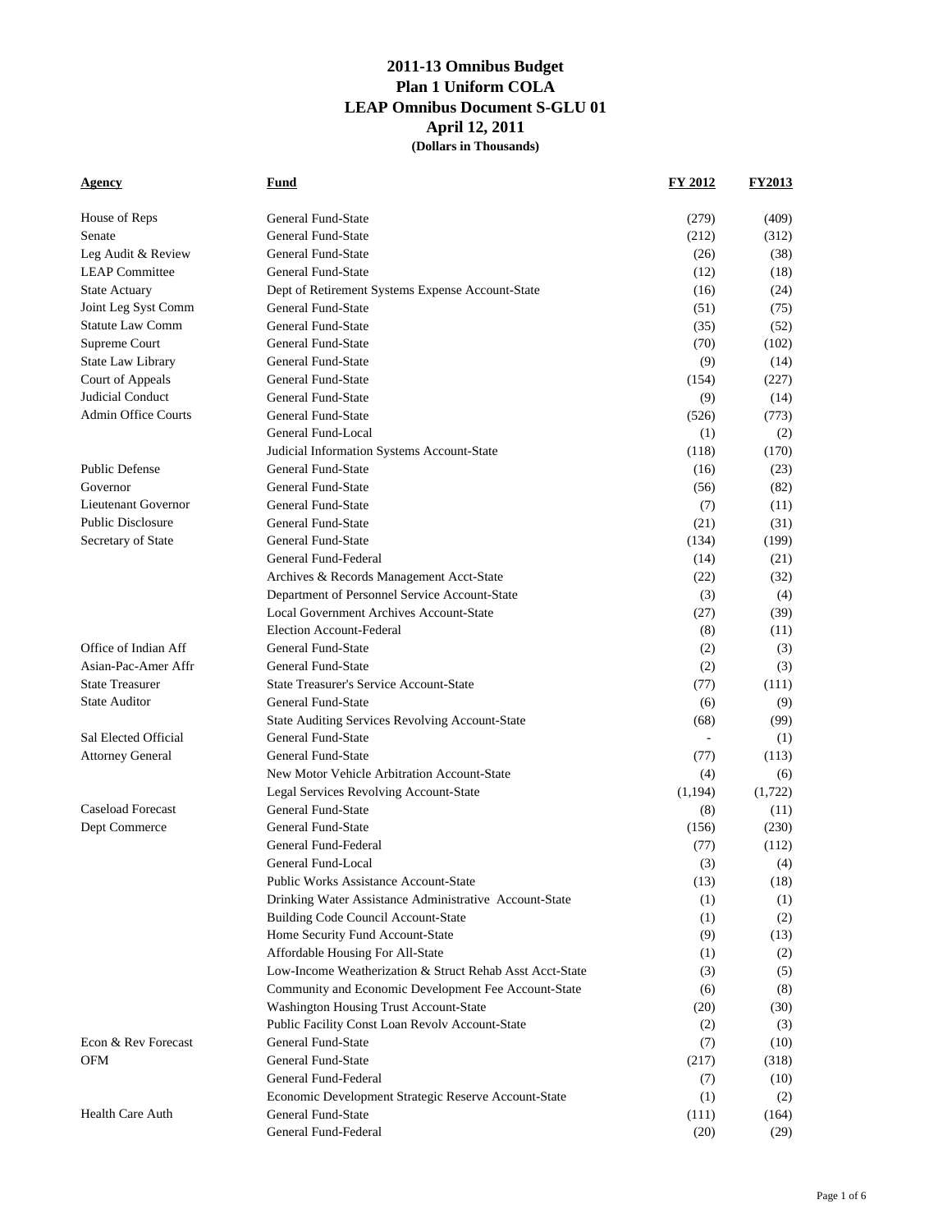# 2011-13 Omnibus Budget
## Plan 1 Uniform COLA
## LEAP Omnibus Document S-GLU 01
## April 12, 2011
**(Dollars in Thousands)**

| Agency | Fund | FY 2012 | FY2013 |
|---|---|---|---|
| House of Reps | General Fund-State | (279) | (409) |
| Senate | General Fund-State | (212) | (312) |
| Leg Audit & Review | General Fund-State | (26) | (38) |
| LEAP Committee | General Fund-State | (12) | (18) |
| State Actuary | Dept of Retirement Systems Expense Account-State | (16) | (24) |
| Joint Leg Syst Comm | General Fund-State | (51) | (75) |
| Statute Law Comm | General Fund-State | (35) | (52) |
| Supreme Court | General Fund-State | (70) | (102) |
| State Law Library | General Fund-State | (9) | (14) |
| Court of Appeals | General Fund-State | (154) | (227) |
| Judicial Conduct | General Fund-State | (9) | (14) |
| Admin Office Courts | General Fund-State | (526) | (773) |
| | General Fund-Local | (1) | (2) |
| | Judicial Information Systems Account-State | (118) | (170) |
| Public Defense | General Fund-State | (16) | (23) |
| Governor | General Fund-State | (56) | (82) |
| Lieutenant Governor | General Fund-State | (7) | (11) |
| Public Disclosure | General Fund-State | (21) | (31) |
| Secretary of State | General Fund-State | (134) | (199) |
| | General Fund-Federal | (14) | (21) |
| | Archives & Records Management Acct-State | (22) | (32) |
| | Department of Personnel Service Account-State | (3) | (4) |
| | Local Government Archives Account-State | (27) | (39) |
| | Election Account-Federal | (8) | (11) |
| Office of Indian Aff | General Fund-State | (2) | (3) |
| Asian-Pac-Amer Affr | General Fund-State | (2) | (3) |
| State Treasurer | State Treasurer's Service Account-State | (77) | (111) |
| State Auditor | General Fund-State | (6) | (9) |
| | State Auditing Services Revolving Account-State | (68) | (99) |
| Sal Elected Official | General Fund-State | - | (1) |
| Attorney General | General Fund-State | (77) | (113) |
| | New Motor Vehicle Arbitration Account-State | (4) | (6) |
| | Legal Services Revolving Account-State | (1,194) | (1,722) |
| Caseload Forecast | General Fund-State | (8) | (11) |
| Dept Commerce | General Fund-State | (156) | (230) |
| | General Fund-Federal | (77) | (112) |
| | General Fund-Local | (3) | (4) |
| | Public Works Assistance Account-State | (13) | (18) |
| | Drinking Water Assistance Administrative Account-State | (1) | (1) |
| | Building Code Council Account-State | (1) | (2) |
| | Home Security Fund Account-State | (9) | (13) |
| | Affordable Housing For All-State | (1) | (2) |
| | Low-Income Weatherization & Struct Rehab Asst Acct-State | (3) | (5) |
| | Community and Economic Development Fee Account-State | (6) | (8) |
| | Washington Housing Trust Account-State | (20) | (30) |
| | Public Facility Const Loan Revolv Account-State | (2) | (3) |
| Econ & Rev Forecast | General Fund-State | (7) | (10) |
| OFM | General Fund-State | (217) | (318) |
| | General Fund-Federal | (7) | (10) |
| | Economic Development Strategic Reserve Account-State | (1) | (2) |
| Health Care Auth | General Fund-State | (111) | (164) |
| | General Fund-Federal | (20) | (29) |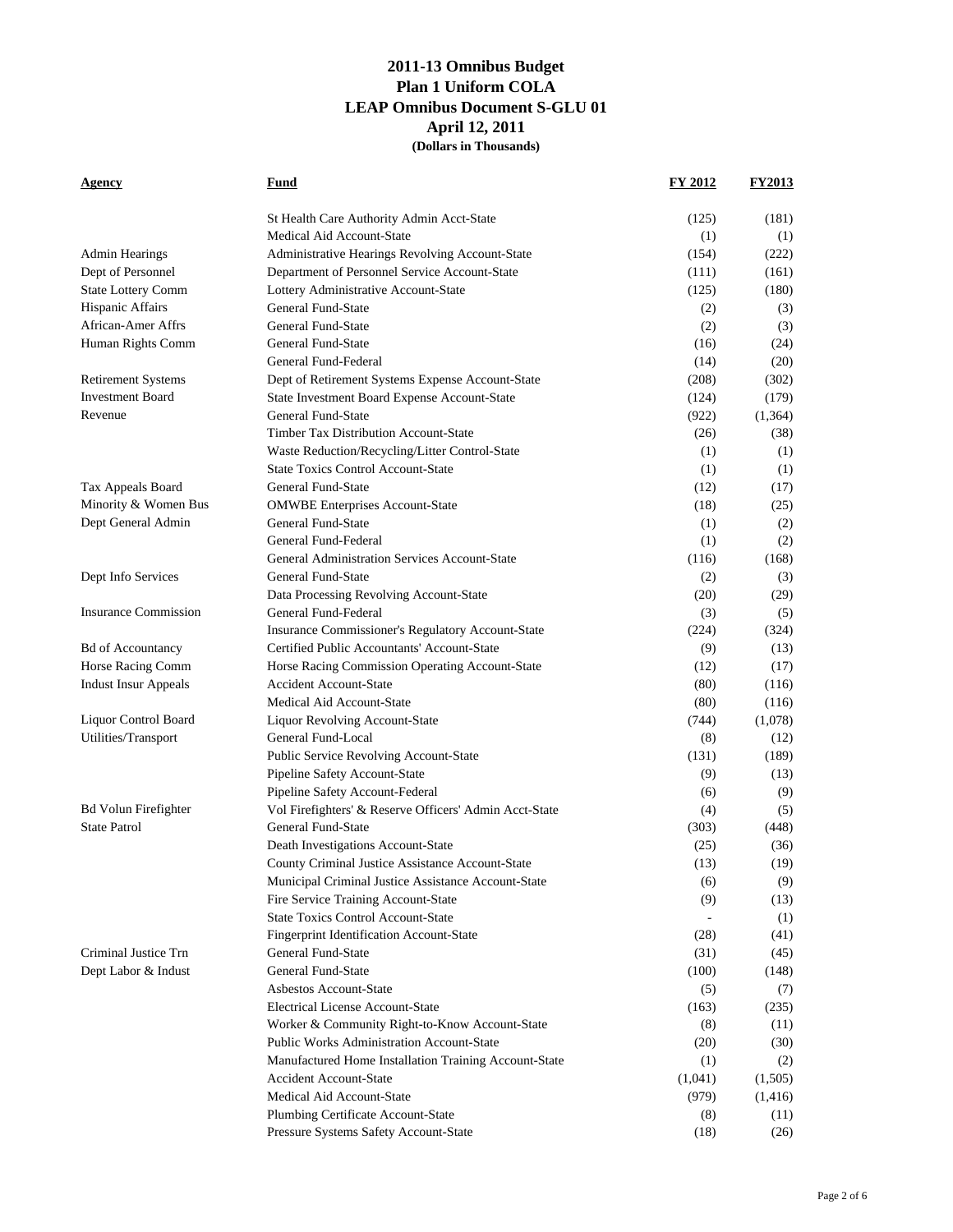# 2011-13 Omnibus Budget
## Plan 1 Uniform COLA
## LEAP Omnibus Document S-GLU 01
## April 12, 2011
**(Dollars in Thousands)**

| Agency | Fund | FY 2012 | FY2013 |
|---|---|---|---|
| | St Health Care Authority Admin Acct-State | (125) | (181) |
| | Medical Aid Account-State | (1) | (1) |
| Admin Hearings | Administrative Hearings Revolving Account-State | (154) | (222) |
| Dept of Personnel | Department of Personnel Service Account-State | (111) | (161) |
| State Lottery Comm | Lottery Administrative Account-State | (125) | (180) |
| Hispanic Affairs | General Fund-State | (2) | (3) |
| African-Amer Affrs | General Fund-State | (2) | (3) |
| Human Rights Comm | General Fund-State | (16) | (24) |
| | General Fund-Federal | (14) | (20) |
| Retirement Systems | Dept of Retirement Systems Expense Account-State | (208) | (302) |
| Investment Board | State Investment Board Expense Account-State | (124) | (179) |
| Revenue | General Fund-State | (922) | (1,364) |
| | Timber Tax Distribution Account-State | (26) | (38) |
| | Waste Reduction/Recycling/Litter Control-State | (1) | (1) |
| | State Toxics Control Account-State | (1) | (1) |
| Tax Appeals Board | General Fund-State | (12) | (17) |
| Minority & Women Bus | OMWBE Enterprises Account-State | (18) | (25) |
| Dept General Admin | General Fund-State | (1) | (2) |
| | General Fund-Federal | (1) | (2) |
| | General Administration Services Account-State | (116) | (168) |
| Dept Info Services | General Fund-State | (2) | (3) |
| | Data Processing Revolving Account-State | (20) | (29) |
| Insurance Commission | General Fund-Federal | (3) | (5) |
| | Insurance Commissioner's Regulatory Account-State | (224) | (324) |
| Bd of Accountancy | Certified Public Accountants' Account-State | (9) | (13) |
| Horse Racing Comm | Horse Racing Commission Operating Account-State | (12) | (17) |
| Indust Insur Appeals | Accident Account-State | (80) | (116) |
| | Medical Aid Account-State | (80) | (116) |
| Liquor Control Board | Liquor Revolving Account-State | (744) | (1,078) |
| Utilities/Transport | General Fund-Local | (8) | (12) |
| | Public Service Revolving Account-State | (131) | (189) |
| | Pipeline Safety Account-State | (9) | (13) |
| | Pipeline Safety Account-Federal | (6) | (9) |
| Bd Volun Firefighter | Vol Firefighters' & Reserve Officers' Admin Acct-State | (4) | (5) |
| State Patrol | General Fund-State | (303) | (448) |
| | Death Investigations Account-State | (25) | (36) |
| | County Criminal Justice Assistance Account-State | (13) | (19) |
| | Municipal Criminal Justice Assistance Account-State | (6) | (9) |
| | Fire Service Training Account-State | (9) | (13) |
| | State Toxics Control Account-State | - | (1) |
| | Fingerprint Identification Account-State | (28) | (41) |
| Criminal Justice Trn | General Fund-State | (31) | (45) |
| Dept Labor & Indust | General Fund-State | (100) | (148) |
| | Asbestos Account-State | (5) | (7) |
| | Electrical License Account-State | (163) | (235) |
| | Worker & Community Right-to-Know Account-State | (8) | (11) |
| | Public Works Administration Account-State | (20) | (30) |
| | Manufactured Home Installation Training Account-State | (1) | (2) |
| | Accident Account-State | (1,041) | (1,505) |
| | Medical Aid Account-State | (979) | (1,416) |
| | Plumbing Certificate Account-State | (8) | (11) |
| | Pressure Systems Safety Account-State | (18) | (26) |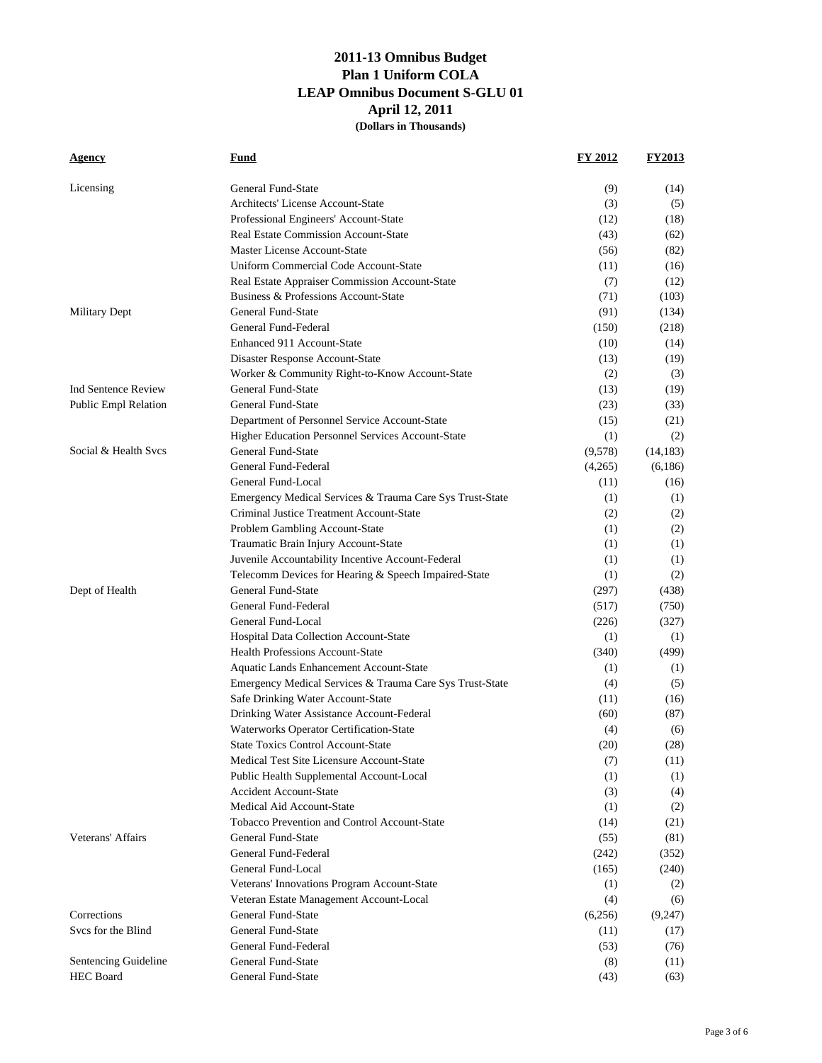# 2011-13 Omnibus Budget
## Plan 1 Uniform COLA
## LEAP Omnibus Document S-GLU 01
## April 12, 2011
**(Dollars in Thousands)**

| Agency | Fund | FY 2012 | FY2013 |
|---|---|---|---|
| Licensing | General Fund-State | (9) | (14) |
| | Architects' License Account-State | (3) | (5) |
| | Professional Engineers' Account-State | (12) | (18) |
| | Real Estate Commission Account-State | (43) | (62) |
| | Master License Account-State | (56) | (82) |
| | Uniform Commercial Code Account-State | (11) | (16) |
| | Real Estate Appraiser Commission Account-State | (7) | (12) |
| | Business & Professions Account-State | (71) | (103) |
| Military Dept | General Fund-State | (91) | (134) |
| | General Fund-Federal | (150) | (218) |
| | Enhanced 911 Account-State | (10) | (14) |
| | Disaster Response Account-State | (13) | (19) |
| | Worker & Community Right-to-Know Account-State | (2) | (3) |
| Ind Sentence Review | General Fund-State | (13) | (19) |
| Public Empl Relation | General Fund-State | (23) | (33) |
| | Department of Personnel Service Account-State | (15) | (21) |
| | Higher Education Personnel Services Account-State | (1) | (2) |
| Social & Health Svcs | General Fund-State | (9,578) | (14,183) |
| | General Fund-Federal | (4,265) | (6,186) |
| | General Fund-Local | (11) | (16) |
| | Emergency Medical Services & Trauma Care Sys Trust-State | (1) | (1) |
| | Criminal Justice Treatment Account-State | (2) | (2) |
| | Problem Gambling Account-State | (1) | (2) |
| | Traumatic Brain Injury Account-State | (1) | (1) |
| | Juvenile Accountability Incentive Account-Federal | (1) | (1) |
| | Telecomm Devices for Hearing & Speech Impaired-State | (1) | (2) |
| Dept of Health | General Fund-State | (297) | (438) |
| | General Fund-Federal | (517) | (750) |
| | General Fund-Local | (226) | (327) |
| | Hospital Data Collection Account-State | (1) | (1) |
| | Health Professions Account-State | (340) | (499) |
| | Aquatic Lands Enhancement Account-State | (1) | (1) |
| | Emergency Medical Services & Trauma Care Sys Trust-State | (4) | (5) |
| | Safe Drinking Water Account-State | (11) | (16) |
| | Drinking Water Assistance Account-Federal | (60) | (87) |
| | Waterworks Operator Certification-State | (4) | (6) |
| | State Toxics Control Account-State | (20) | (28) |
| | Medical Test Site Licensure Account-State | (7) | (11) |
| | Public Health Supplemental Account-Local | (1) | (1) |
| | Accident Account-State | (3) | (4) |
| | Medical Aid Account-State | (1) | (2) |
| | Tobacco Prevention and Control Account-State | (14) | (21) |
| Veterans' Affairs | General Fund-State | (55) | (81) |
| | General Fund-Federal | (242) | (352) |
| | General Fund-Local | (165) | (240) |
| | Veterans' Innovations Program Account-State | (1) | (2) |
| | Veteran Estate Management Account-Local | (4) | (6) |
| Corrections | General Fund-State | (6,256) | (9,247) |
| Svcs for the Blind | General Fund-State | (11) | (17) |
| | General Fund-Federal | (53) | (76) |
| Sentencing Guideline | General Fund-State | (8) | (11) |
| HEC Board | General Fund-State | (43) | (63) |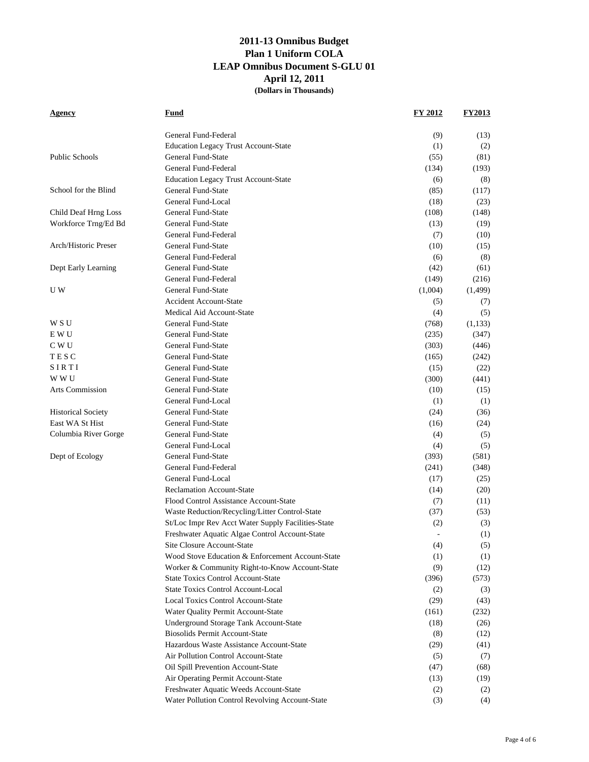# 2011-13 Omnibus Budget
## Plan 1 Uniform COLA
## LEAP Omnibus Document S-GLU 01
## April 12, 2011
### (Dollars in Thousands)

| Agency | Fund | FY 2012 | FY2013 |
|---|---|---|---|
| | General Fund-Federal | (9) | (13) |
| | Education Legacy Trust Account-State | (1) | (2) |
| Public Schools | General Fund-State | (55) | (81) |
| | General Fund-Federal | (134) | (193) |
| | Education Legacy Trust Account-State | (6) | (8) |
| School for the Blind | General Fund-State | (85) | (117) |
| | General Fund-Local | (18) | (23) |
| Child Deaf Hrng Loss | General Fund-State | (108) | (148) |
| Workforce Trng/Ed Bd | General Fund-State | (13) | (19) |
| | General Fund-Federal | (7) | (10) |
| Arch/Historic Preser | General Fund-State | (10) | (15) |
| | General Fund-Federal | (6) | (8) |
| Dept Early Learning | General Fund-State | (42) | (61) |
| | General Fund-Federal | (149) | (216) |
| U W | General Fund-State | (1,004) | (1,499) |
| | Accident Account-State | (5) | (7) |
| | Medical Aid Account-State | (4) | (5) |
| W S U | General Fund-State | (768) | (1,133) |
| E W U | General Fund-State | (235) | (347) |
| C W U | General Fund-State | (303) | (446) |
| T E S C | General Fund-State | (165) | (242) |
| S I R T I | General Fund-State | (15) | (22) |
| W W U | General Fund-State | (300) | (441) |
| Arts Commission | General Fund-State | (10) | (15) |
| | General Fund-Local | (1) | (1) |
| Historical Society | General Fund-State | (24) | (36) |
| East WA St Hist | General Fund-State | (16) | (24) |
| Columbia River Gorge | General Fund-State | (4) | (5) |
| | General Fund-Local | (4) | (5) |
| Dept of Ecology | General Fund-State | (393) | (581) |
| | General Fund-Federal | (241) | (348) |
| | General Fund-Local | (17) | (25) |
| | Reclamation Account-State | (14) | (20) |
| | Flood Control Assistance Account-State | (7) | (11) |
| | Waste Reduction/Recycling/Litter Control-State | (37) | (53) |
| | St/Loc Impr Rev Acct Water Supply Facilities-State | (2) | (3) |
| | Freshwater Aquatic Algae Control Account-State | - | (1) |
| | Site Closure Account-State | (4) | (5) |
| | Wood Stove Education & Enforcement Account-State | (1) | (1) |
| | Worker & Community Right-to-Know Account-State | (9) | (12) |
| | State Toxics Control Account-State | (396) | (573) |
| | State Toxics Control Account-Local | (2) | (3) |
| | Local Toxics Control Account-State | (29) | (43) |
| | Water Quality Permit Account-State | (161) | (232) |
| | Underground Storage Tank Account-State | (18) | (26) |
| | Biosolids Permit Account-State | (8) | (12) |
| | Hazardous Waste Assistance Account-State | (29) | (41) |
| | Air Pollution Control Account-State | (5) | (7) |
| | Oil Spill Prevention Account-State | (47) | (68) |
| | Air Operating Permit Account-State | (13) | (19) |
| | Freshwater Aquatic Weeds Account-State | (2) | (2) |
| | Water Pollution Control Revolving Account-State | (3) | (4) |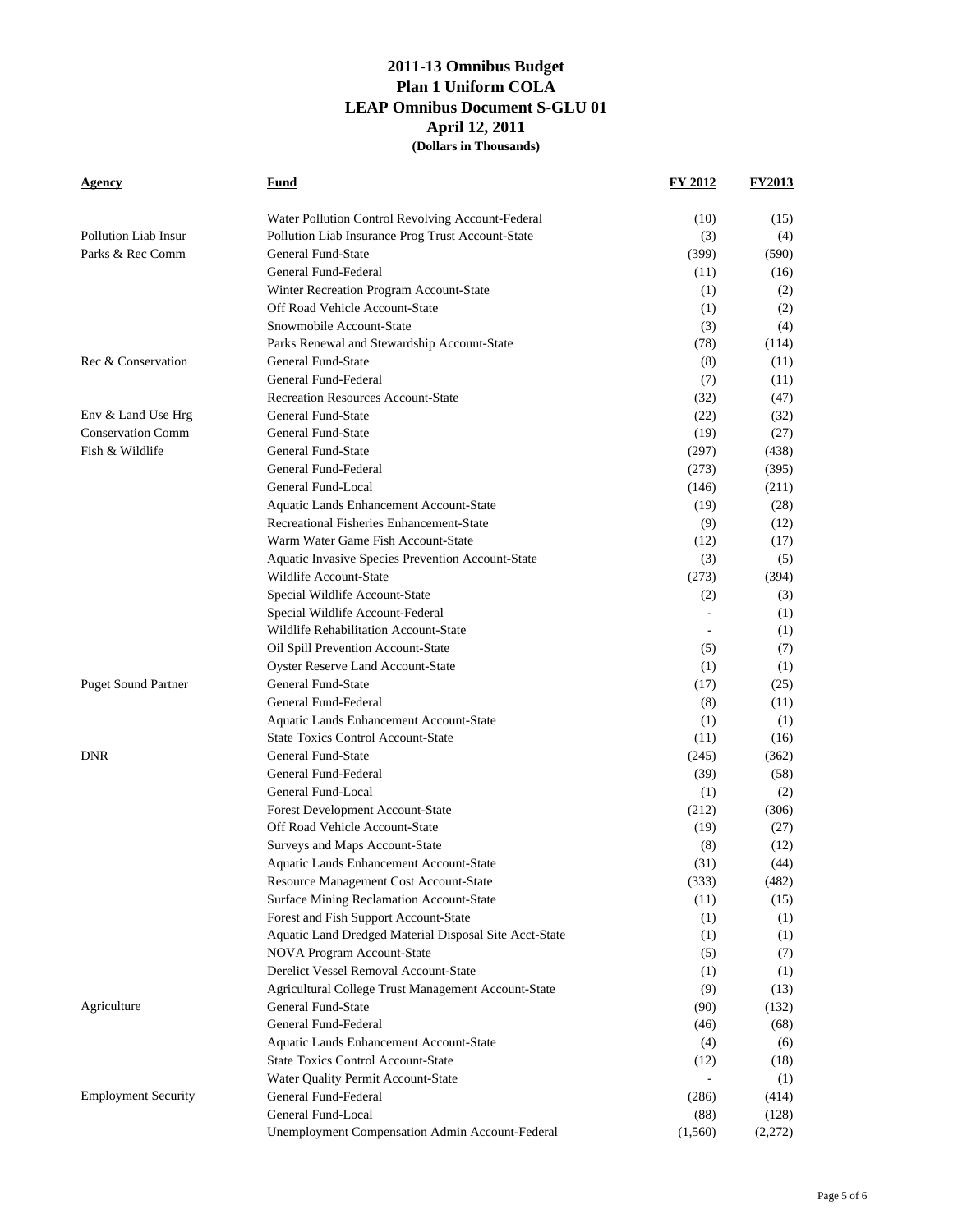# 2011-13 Omnibus Budget
## Plan 1 Uniform COLA
## LEAP Omnibus Document S-GLU 01
## April 12, 2011
**(Dollars in Thousands)**

| Agency | Fund | FY 2012 | FY2013 |
|---|---|---|---|
| | Water Pollution Control Revolving Account-Federal | (10) | (15) |
| Pollution Liab Insur | Pollution Liab Insurance Prog Trust Account-State | (3) | (4) |
| Parks & Rec Comm | General Fund-State | (399) | (590) |
| | General Fund-Federal | (11) | (16) |
| | Winter Recreation Program Account-State | (1) | (2) |
| | Off Road Vehicle Account-State | (1) | (2) |
| | Snowmobile Account-State | (3) | (4) |
| | Parks Renewal and Stewardship Account-State | (78) | (114) |
| Rec & Conservation | General Fund-State | (8) | (11) |
| | General Fund-Federal | (7) | (11) |
| | Recreation Resources Account-State | (32) | (47) |
| Env & Land Use Hrg | General Fund-State | (22) | (32) |
| Conservation Comm | General Fund-State | (19) | (27) |
| Fish & Wildlife | General Fund-State | (297) | (438) |
| | General Fund-Federal | (273) | (395) |
| | General Fund-Local | (146) | (211) |
| | Aquatic Lands Enhancement Account-State | (19) | (28) |
| | Recreational Fisheries Enhancement-State | (9) | (12) |
| | Warm Water Game Fish Account-State | (12) | (17) |
| | Aquatic Invasive Species Prevention Account-State | (3) | (5) |
| | Wildlife Account-State | (273) | (394) |
| | Special Wildlife Account-State | (2) | (3) |
| | Special Wildlife Account-Federal | - | (1) |
| | Wildlife Rehabilitation Account-State | - | (1) |
| | Oil Spill Prevention Account-State | (5) | (7) |
| | Oyster Reserve Land Account-State | (1) | (1) |
| Puget Sound Partner | General Fund-State | (17) | (25) |
| | General Fund-Federal | (8) | (11) |
| | Aquatic Lands Enhancement Account-State | (1) | (1) |
| | State Toxics Control Account-State | (11) | (16) |
| DNR | General Fund-State | (245) | (362) |
| | General Fund-Federal | (39) | (58) |
| | General Fund-Local | (1) | (2) |
| | Forest Development Account-State | (212) | (306) |
| | Off Road Vehicle Account-State | (19) | (27) |
| | Surveys and Maps Account-State | (8) | (12) |
| | Aquatic Lands Enhancement Account-State | (31) | (44) |
| | Resource Management Cost Account-State | (333) | (482) |
| | Surface Mining Reclamation Account-State | (11) | (15) |
| | Forest and Fish Support Account-State | (1) | (1) |
| | Aquatic Land Dredged Material Disposal Site Acct-State | (1) | (1) |
| | NOVA Program Account-State | (5) | (7) |
| | Derelict Vessel Removal Account-State | (1) | (1) |
| | Agricultural College Trust Management Account-State | (9) | (13) |
| Agriculture | General Fund-State | (90) | (132) |
| | General Fund-Federal | (46) | (68) |
| | Aquatic Lands Enhancement Account-State | (4) | (6) |
| | State Toxics Control Account-State | (12) | (18) |
| | Water Quality Permit Account-State | - | (1) |
| Employment Security | General Fund-Federal | (286) | (414) |
| | General Fund-Local | (88) | (128) |
| | Unemployment Compensation Admin Account-Federal | (1,560) | (2,272) |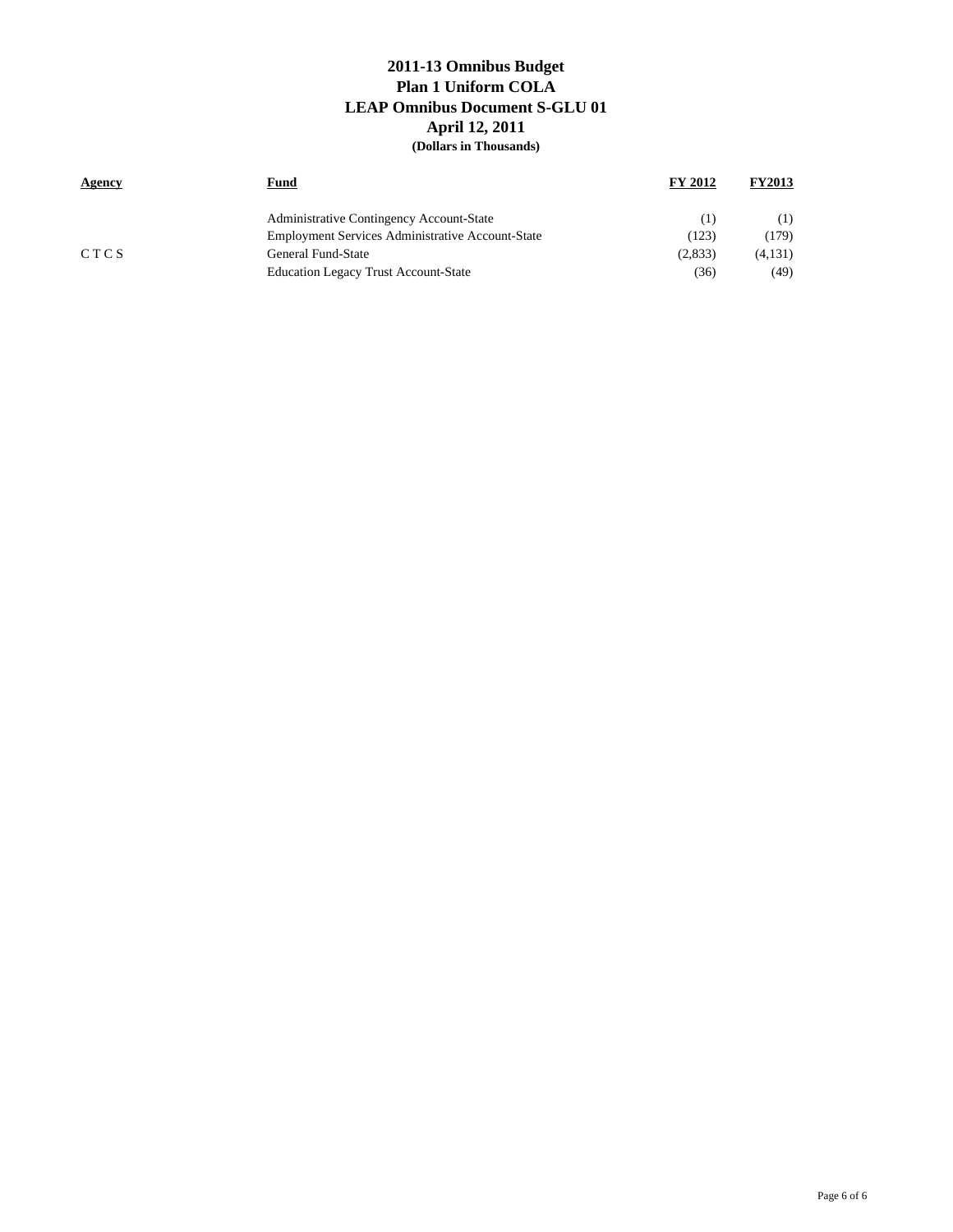# 2011-13 Omnibus Budget
## Plan 1 Uniform COLA
## LEAP Omnibus Document S-GLU 01
## April 12, 2011
**(Dollars in Thousands)**

| Agency | Fund | FY 2012 | FY2013 |
|---|---|---|---|
| | Administrative Contingency Account-State | (1) | (1) |
| | Employment Services Administrative Account-State | (123) | (179) |
| C T C S | General Fund-State | (2,833) | (4,131) |
| | Education Legacy Trust Account-State | (36) | (49) |